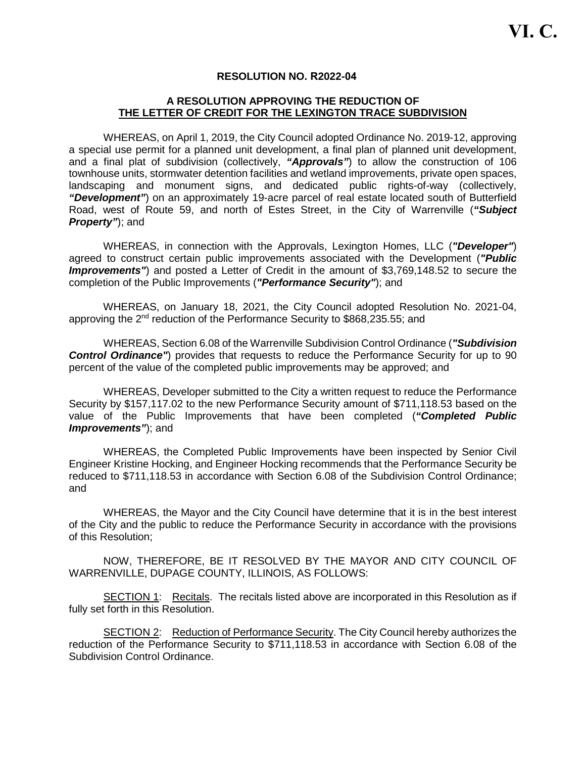**VI. C.**

**RESOLUTION NO. R2022-04**

**A RESOLUTION APPROVING THE REDUCTION OF**
**<u>THE LETTER OF CREDIT FOR THE LEXINGTON TRACE SUBDIVISION</u>**

WHEREAS, on April 1, 2019, the City Council adopted Ordinance No. 2019-12, approving a special use permit for a planned unit development, a final plan of planned unit development, and a final plat of subdivision (collectively, ***"Approvals"***) to allow the construction of 106 townhouse units, stormwater detention facilities and wetland improvements, private open spaces, landscaping and monument signs, and dedicated public rights-of-way (collectively, ***"Development"***) on an approximately 19-acre parcel of real estate located south of Butterfield Road, west of Route 59, and north of Estes Street, in the City of Warrenville (***"Subject Property"***); and

WHEREAS, in connection with the Approvals, Lexington Homes, LLC (***"Developer"***) agreed to construct certain public improvements associated with the Development (***"Public Improvements"***) and posted a Letter of Credit in the amount of $3,769,148.52 to secure the completion of the Public Improvements (***"Performance Security"***); and

WHEREAS, on January 18, 2021, the City Council adopted Resolution No. 2021-04, approving the 2nd reduction of the Performance Security to $868,235.55; and

WHEREAS, Section 6.08 of the Warrenville Subdivision Control Ordinance (***"Subdivision Control Ordinance"***) provides that requests to reduce the Performance Security for up to 90 percent of the value of the completed public improvements may be approved; and

WHEREAS, Developer submitted to the City a written request to reduce the Performance Security by $157,117.02 to the new Performance Security amount of $711,118.53 based on the value of the Public Improvements that have been completed (***"Completed Public Improvements"***); and

WHEREAS, the Completed Public Improvements have been inspected by Senior Civil Engineer Kristine Hocking, and Engineer Hocking recommends that the Performance Security be reduced to $711,118.53 in accordance with Section 6.08 of the Subdivision Control Ordinance; and

WHEREAS, the Mayor and the City Council have determine that it is in the best interest of the City and the public to reduce the Performance Security in accordance with the provisions of this Resolution;

NOW, THEREFORE, BE IT RESOLVED BY THE MAYOR AND CITY COUNCIL OF WARRENVILLE, DUPAGE COUNTY, ILLINOIS, AS FOLLOWS:

<u>SECTION 1</u>: <u>Recitals</u>. The recitals listed above are incorporated in this Resolution as if fully set forth in this Resolution.

<u>SECTION 2</u>: <u>Reduction of Performance Security</u>. The City Council hereby authorizes the reduction of the Performance Security to $711,118.53 in accordance with Section 6.08 of the Subdivision Control Ordinance.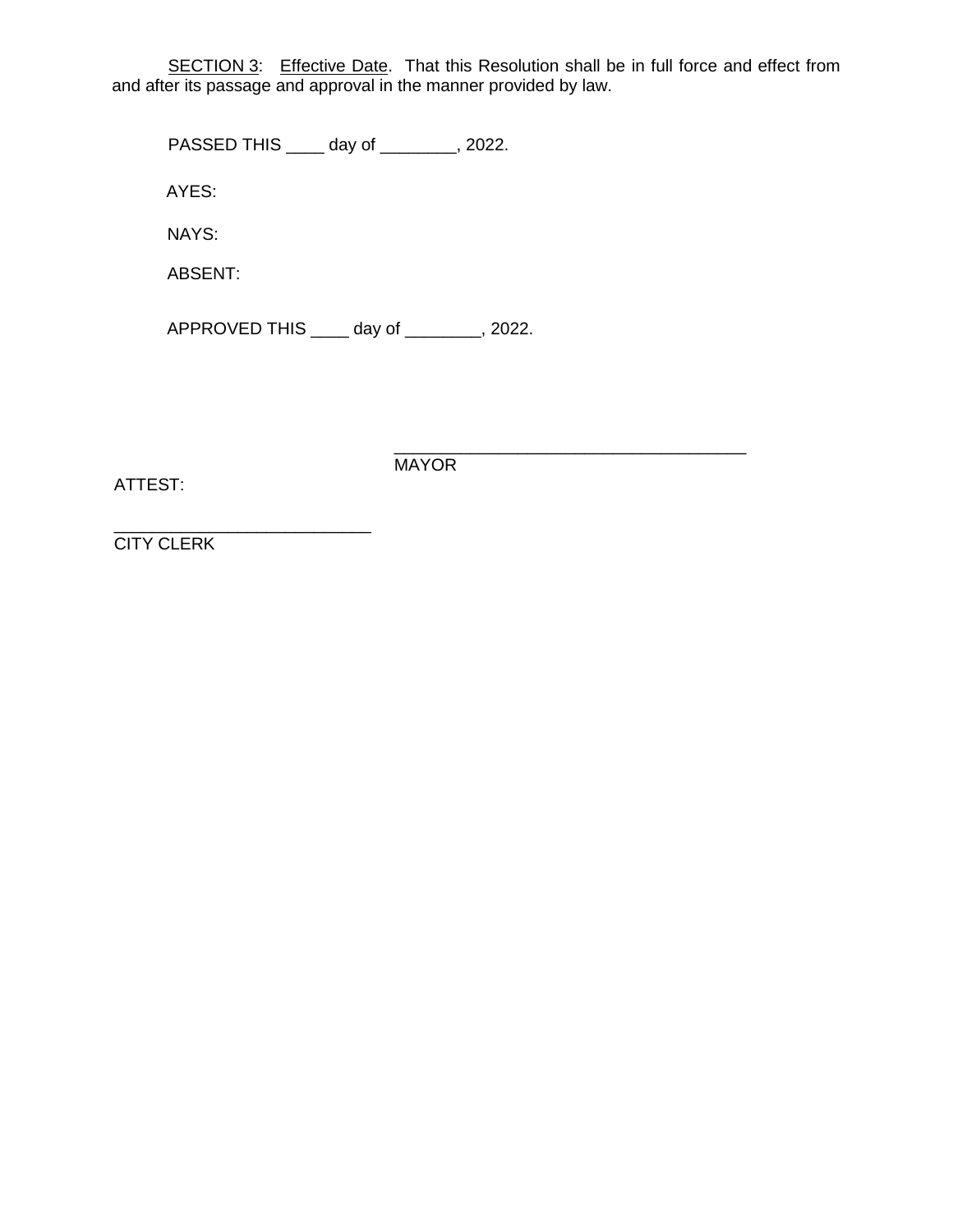SECTION 3: Effective Date. That this Resolution shall be in full force and effect from and after its passage and approval in the manner provided by law.

PASSED THIS ____ day of ________, 2022.

AYES:

NAYS:

ABSENT:

APPROVED THIS ____ day of ________, 2022.

_____________________________________
MAYOR

ATTEST:

___________________________
CITY CLERK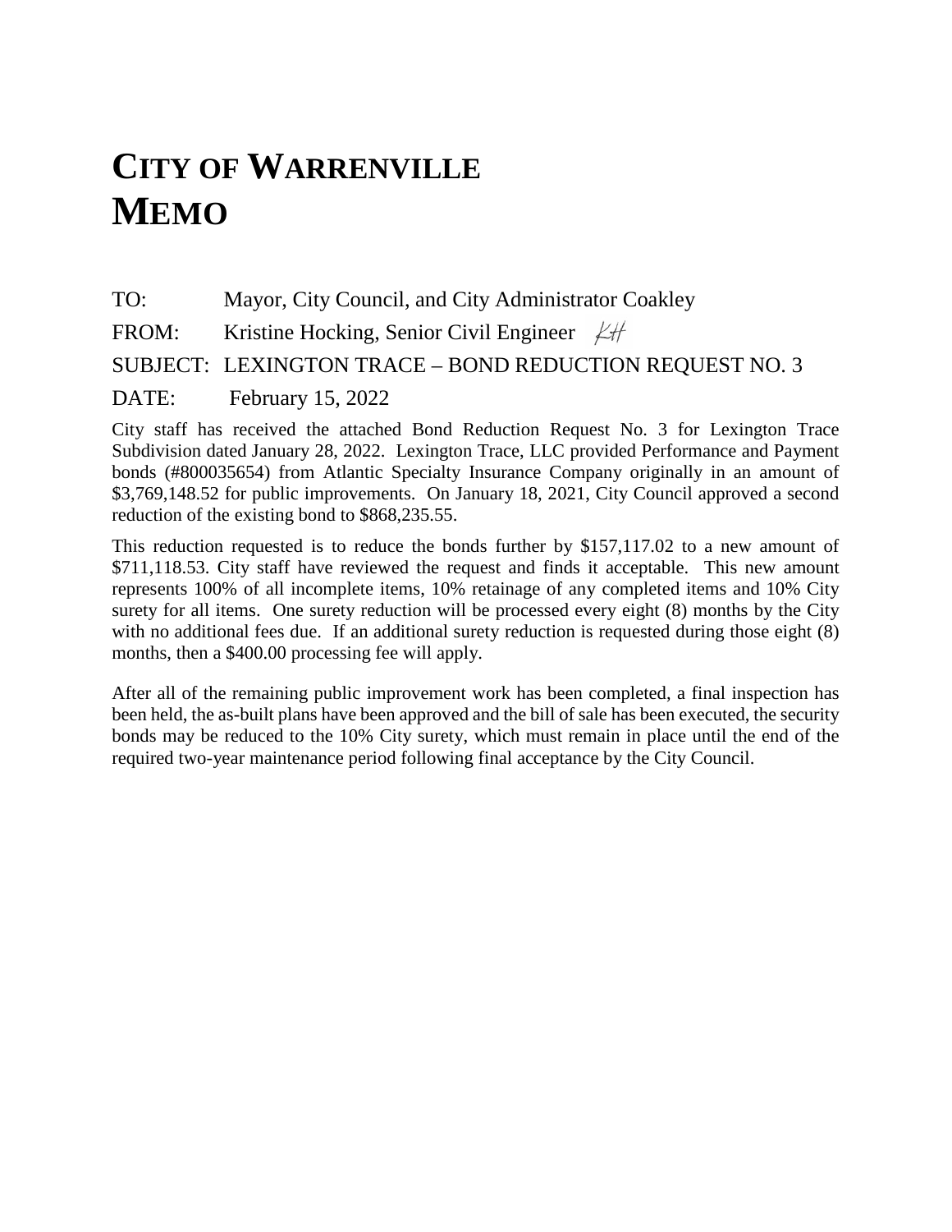# City of Warrenville Memo

TO: Mayor, City Council, and City Administrator Coakley

FROM: Kristine Hocking, Senior Civil Engineer KH

SUBJECT: LEXINGTON TRACE – BOND REDUCTION REQUEST NO. 3

DATE: February 15, 2022

City staff has received the attached Bond Reduction Request No. 3 for Lexington Trace Subdivision dated January 28, 2022. Lexington Trace, LLC provided Performance and Payment bonds (#800035654) from Atlantic Specialty Insurance Company originally in an amount of $3,769,148.52 for public improvements. On January 18, 2021, City Council approved a second reduction of the existing bond to $868,235.55.

This reduction requested is to reduce the bonds further by $157,117.02 to a new amount of $711,118.53. City staff have reviewed the request and finds it acceptable. This new amount represents 100% of all incomplete items, 10% retainage of any completed items and 10% City surety for all items. One surety reduction will be processed every eight (8) months by the City with no additional fees due. If an additional surety reduction is requested during those eight (8) months, then a $400.00 processing fee will apply.

After all of the remaining public improvement work has been completed, a final inspection has been held, the as-built plans have been approved and the bill of sale has been executed, the security bonds may be reduced to the 10% City surety, which must remain in place until the end of the required two-year maintenance period following final acceptance by the City Council.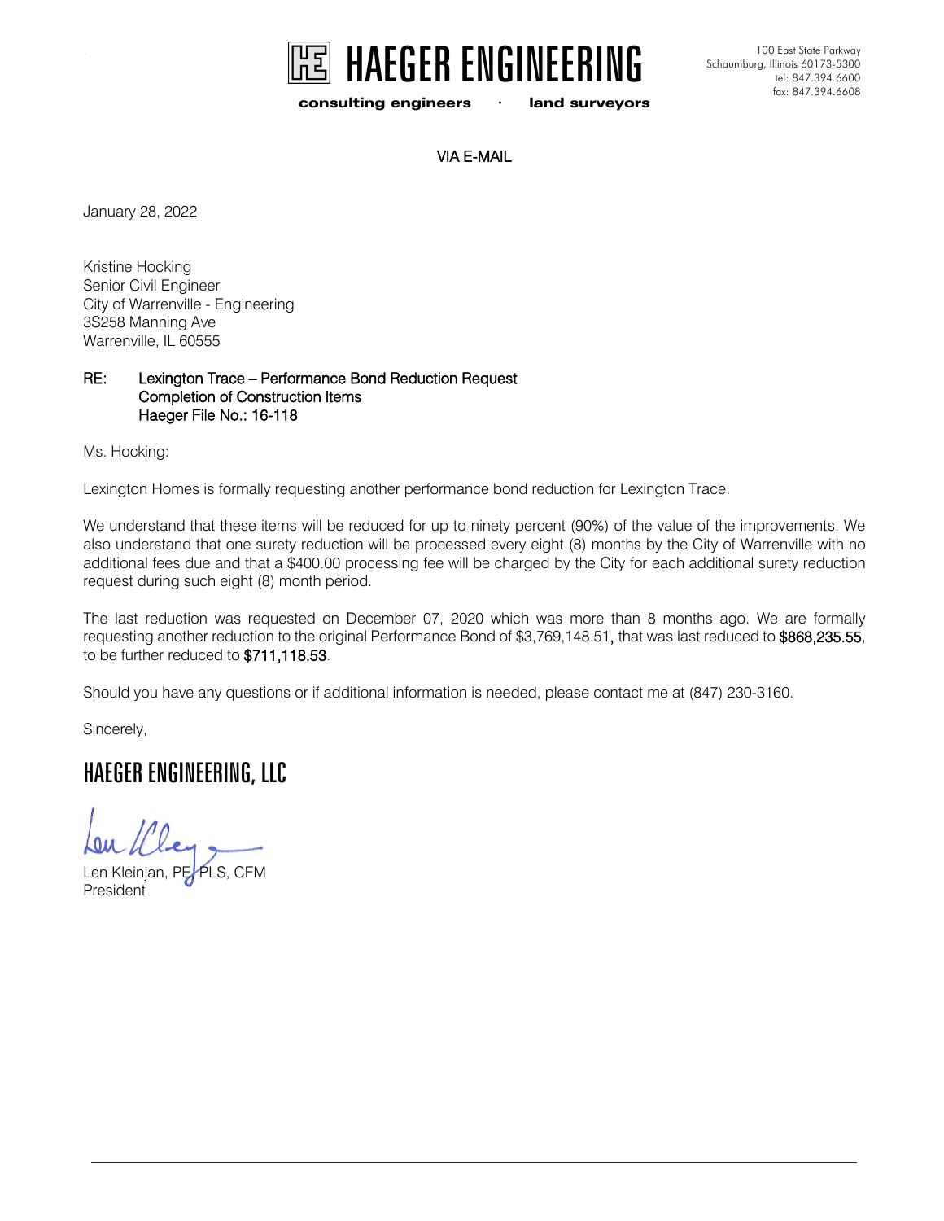# HAEGER ENGINEERING

**consulting engineers · land surveyors**

100 East State Parkway
Schaumburg, Illinois 60173-5300
tel: 847.394.6600
fax: 847.394.6608

VIA E-MAIL

January 28, 2022

Kristine Hocking
Senior Civil Engineer
City of Warrenville - Engineering
3S258 Manning Ave
Warrenville, IL 60555

RE: Lexington Trace – Performance Bond Reduction Request
Completion of Construction Items
Haeger File No.: 16-118

Ms. Hocking:

Lexington Homes is formally requesting another performance bond reduction for Lexington Trace.

We understand that these items will be reduced for up to ninety percent (90%) of the value of the improvements. We also understand that one surety reduction will be processed every eight (8) months by the City of Warrenville with no additional fees due and that a $400.00 processing fee will be charged by the City for each additional surety reduction request during such eight (8) month period.

The last reduction was requested on December 07, 2020 which was more than 8 months ago. We are formally requesting another reduction to the original Performance Bond of $3,769,148.51, that was last reduced to $868,235.55, to be further reduced to $711,118.53.

Should you have any questions or if additional information is needed, please contact me at (847) 230-3160.

Sincerely,

**HAEGER ENGINEERING, LLC**

Len Kleinjan, PE, PLS, CFM
President